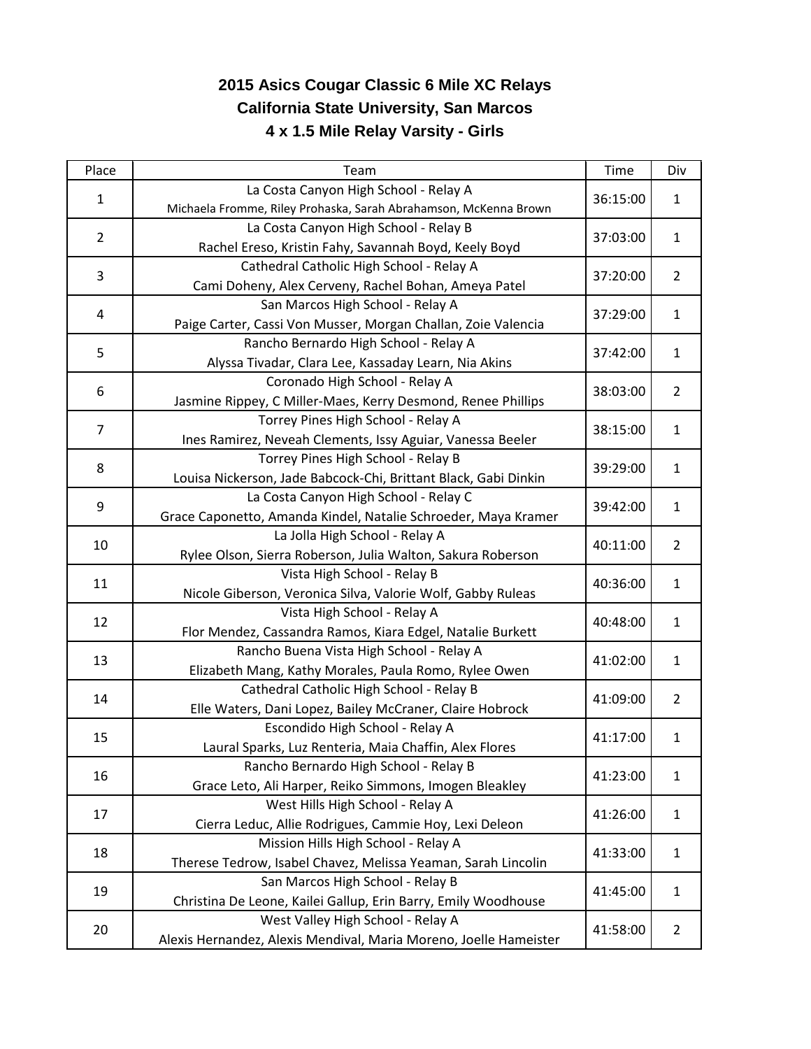## 2015 Asics Cougar Classic 6 Mile XC Relays
## California State University, San Marcos
## 4 x 1.5 Mile Relay Varsity - Girls

| Place | Team | Time | Div |
|---|---|---|---|
| 1 | La Costa Canyon High School - Relay A<br>Michaela Fromme, Riley Prohaska, Sarah Abrahamson, McKenna Brown | 36:15:00 | 1 |
| 2 | La Costa Canyon High School - Relay B<br>Rachel Ereso, Kristin Fahy, Savannah Boyd, Keely Boyd | 37:03:00 | 1 |
| 3 | Cathedral Catholic High School - Relay A<br>Cami Doheny, Alex Cerveny, Rachel Bohan, Ameya Patel | 37:20:00 | 2 |
| 4 | San Marcos High School - Relay A<br>Paige Carter, Cassi Von Musser, Morgan Challan, Zoie Valencia | 37:29:00 | 1 |
| 5 | Rancho Bernardo High School - Relay A<br>Alyssa Tivadar, Clara Lee, Kassaday Learn, Nia Akins | 37:42:00 | 1 |
| 6 | Coronado High School - Relay A<br>Jasmine Rippey, C Miller-Maes, Kerry Desmond, Renee Phillips | 38:03:00 | 2 |
| 7 | Torrey Pines High School - Relay A<br>Ines Ramirez, Neveah Clements, Issy Aguiar, Vanessa Beeler | 38:15:00 | 1 |
| 8 | Torrey Pines High School - Relay B<br>Louisa Nickerson, Jade Babcock-Chi, Brittant Black, Gabi Dinkin | 39:29:00 | 1 |
| 9 | La Costa Canyon High School - Relay C<br>Grace Caponetto, Amanda Kindel, Natalie Schroeder, Maya Kramer | 39:42:00 | 1 |
| 10 | La Jolla High School - Relay A<br>Rylee Olson, Sierra Roberson, Julia Walton, Sakura Roberson | 40:11:00 | 2 |
| 11 | Vista High School - Relay B<br>Nicole Giberson, Veronica Silva, Valorie Wolf, Gabby Ruleas | 40:36:00 | 1 |
| 12 | Vista High School - Relay A<br>Flor Mendez, Cassandra Ramos, Kiara Edgel, Natalie Burkett | 40:48:00 | 1 |
| 13 | Rancho Buena Vista High School - Relay A<br>Elizabeth Mang, Kathy Morales, Paula Romo, Rylee Owen | 41:02:00 | 1 |
| 14 | Cathedral Catholic High School - Relay B<br>Elle Waters, Dani Lopez, Bailey McCraner, Claire Hobrock | 41:09:00 | 2 |
| 15 | Escondido High School - Relay A<br>Laural Sparks, Luz Renteria, Maia Chaffin, Alex Flores | 41:17:00 | 1 |
| 16 | Rancho Bernardo High School - Relay B<br>Grace Leto, Ali Harper, Reiko Simmons, Imogen Bleakley | 41:23:00 | 1 |
| 17 | West Hills High School - Relay A<br>Cierra Leduc, Allie Rodrigues, Cammie Hoy, Lexi Deleon | 41:26:00 | 1 |
| 18 | Mission Hills High School - Relay A<br>Therese Tedrow, Isabel Chavez, Melissa Yeaman, Sarah Lincolin | 41:33:00 | 1 |
| 19 | San Marcos High School - Relay B<br>Christina De Leone, Kailei Gallup, Erin Barry, Emily Woodhouse | 41:45:00 | 1 |
| 20 | West Valley High School - Relay A<br>Alexis Hernandez, Alexis Mendival, Maria Moreno, Joelle Hameister | 41:58:00 | 2 |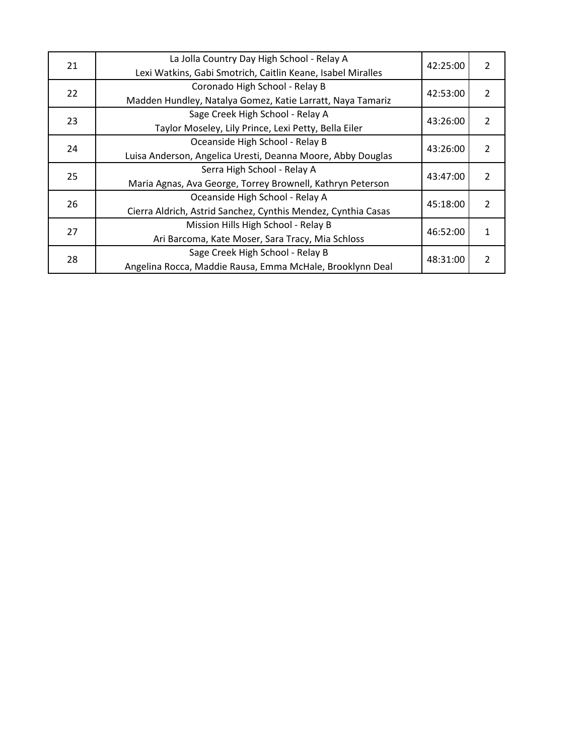| | | | |
|---|---|---|---|
| 21 | La Jolla Country Day High School - Relay A<br>Lexi Watkins, Gabi Smotrich, Caitlin Keane, Isabel Miralles | 42:25:00 | 2 |
| 22 | Coronado High School - Relay B<br>Madden Hundley, Natalya Gomez, Katie Larratt, Naya Tamariz | 42:53:00 | 2 |
| 23 | Sage Creek High School - Relay A<br>Taylor Moseley, Lily Prince, Lexi Petty, Bella Eiler | 43:26:00 | 2 |
| 24 | Oceanside High School - Relay B<br>Luisa Anderson, Angelica Uresti, Deanna Moore, Abby Douglas | 43:26:00 | 2 |
| 25 | Serra High School - Relay A<br>Maria Agnas, Ava George, Torrey Brownell, Kathryn Peterson | 43:47:00 | 2 |
| 26 | Oceanside High School - Relay A<br>Cierra Aldrich, Astrid Sanchez, Cynthis Mendez, Cynthia Casas | 45:18:00 | 2 |
| 27 | Mission Hills High School - Relay B<br>Ari Barcoma, Kate Moser, Sara Tracy, Mia Schloss | 46:52:00 | 1 |
| 28 | Sage Creek High School - Relay B<br>Angelina Rocca, Maddie Rausa, Emma McHale, Brooklynn Deal | 48:31:00 | 2 |